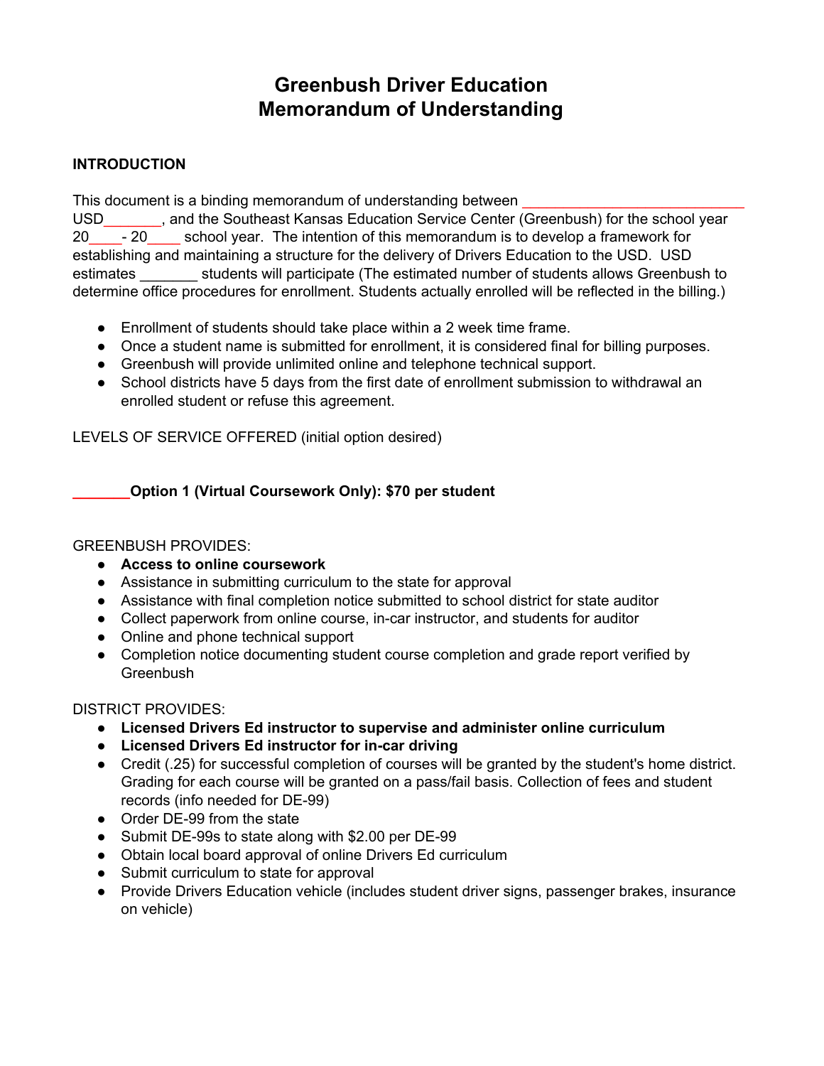# Greenbush Driver Education
# Memorandum of Understanding

**INTRODUCTION**

This document is a binding memorandum of understanding between ___________________________ USD_______, and the Southeast Kansas Education Service Center (Greenbush) for the school year 20____- 20____ school year. The intention of this memorandum is to develop a framework for establishing and maintaining a structure for the delivery of Drivers Education to the USD. USD estimates _______ students will participate (The estimated number of students allows Greenbush to determine office procedures for enrollment. Students actually enrolled will be reflected in the billing.)

- Enrollment of students should take place within a 2 week time frame.
- Once a student name is submitted for enrollment, it is considered final for billing purposes.
- Greenbush will provide unlimited online and telephone technical support.
- School districts have 5 days from the first date of enrollment submission to withdrawal an enrolled student or refuse this agreement.

LEVELS OF SERVICE OFFERED (initial option desired)

**_______Option 1 (Virtual Coursework Only): $70 per student**

GREENBUSH PROVIDES:

- **Access to online coursework**
- Assistance in submitting curriculum to the state for approval
- Assistance with final completion notice submitted to school district for state auditor
- Collect paperwork from online course, in-car instructor, and students for auditor
- Online and phone technical support
- Completion notice documenting student course completion and grade report verified by Greenbush

DISTRICT PROVIDES:

- **Licensed Drivers Ed instructor to supervise and administer online curriculum**
- **Licensed Drivers Ed instructor for in-car driving**
- Credit (.25) for successful completion of courses will be granted by the student's home district. Grading for each course will be granted on a pass/fail basis. Collection of fees and student records (info needed for DE-99)
- Order DE-99 from the state
- Submit DE-99s to state along with $2.00 per DE-99
- Obtain local board approval of online Drivers Ed curriculum
- Submit curriculum to state for approval
- Provide Drivers Education vehicle (includes student driver signs, passenger brakes, insurance on vehicle)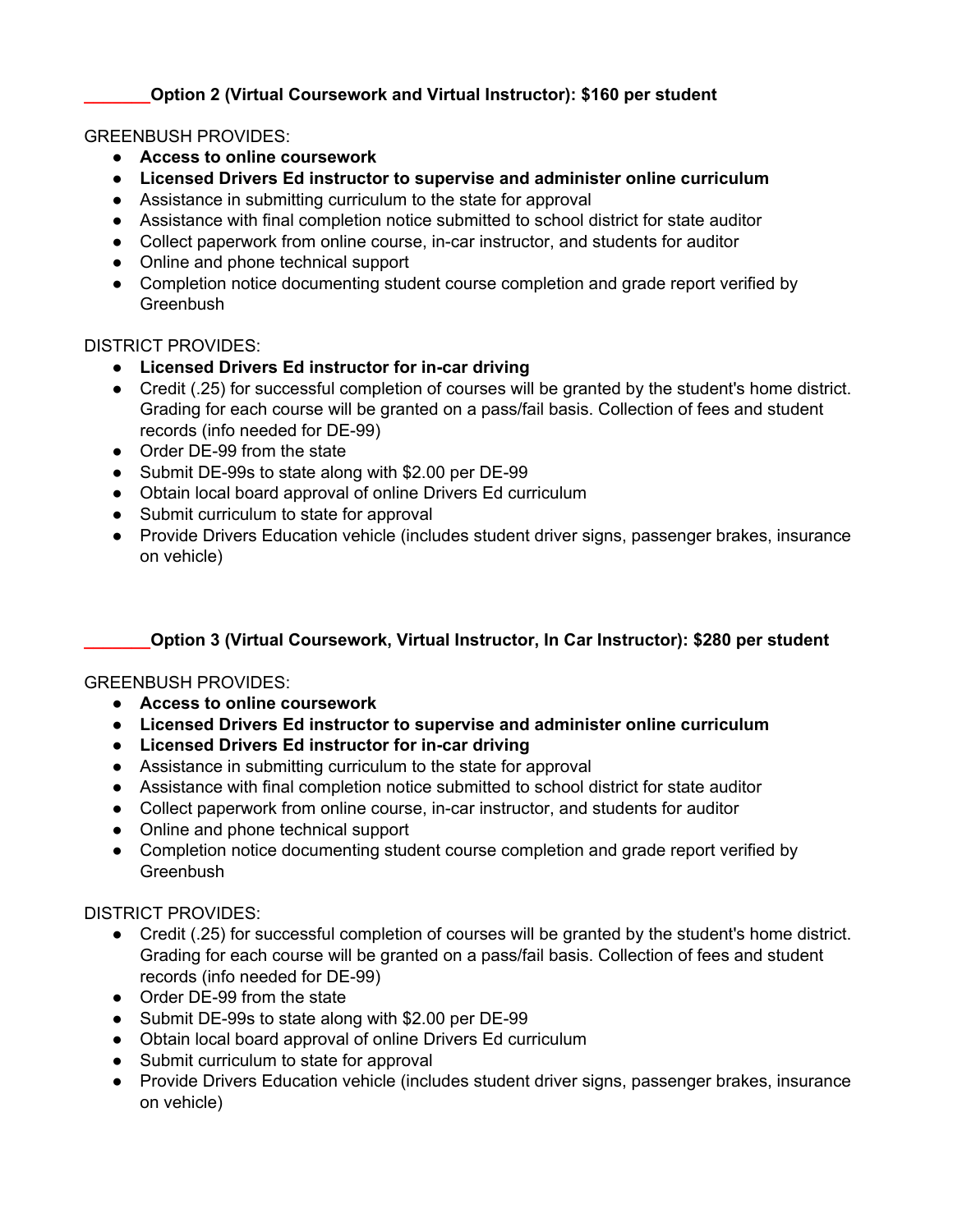**_______Option 2 (Virtual Coursework and Virtual Instructor): $160 per student**

GREENBUSH PROVIDES:

- **Access to online coursework**
- **Licensed Drivers Ed instructor to supervise and administer online curriculum**
- Assistance in submitting curriculum to the state for approval
- Assistance with final completion notice submitted to school district for state auditor
- Collect paperwork from online course, in-car instructor, and students for auditor
- Online and phone technical support
- Completion notice documenting student course completion and grade report verified by Greenbush

DISTRICT PROVIDES:

- **Licensed Drivers Ed instructor for in-car driving**
- Credit (.25) for successful completion of courses will be granted by the student's home district. Grading for each course will be granted on a pass/fail basis. Collection of fees and student records (info needed for DE-99)
- Order DE-99 from the state
- Submit DE-99s to state along with $2.00 per DE-99
- Obtain local board approval of online Drivers Ed curriculum
- Submit curriculum to state for approval
- Provide Drivers Education vehicle (includes student driver signs, passenger brakes, insurance on vehicle)

**_______Option 3 (Virtual Coursework, Virtual Instructor, In Car Instructor): $280 per student**

GREENBUSH PROVIDES:

- **Access to online coursework**
- **Licensed Drivers Ed instructor to supervise and administer online curriculum**
- **Licensed Drivers Ed instructor for in-car driving**
- Assistance in submitting curriculum to the state for approval
- Assistance with final completion notice submitted to school district for state auditor
- Collect paperwork from online course, in-car instructor, and students for auditor
- Online and phone technical support
- Completion notice documenting student course completion and grade report verified by Greenbush

DISTRICT PROVIDES:

- Credit (.25) for successful completion of courses will be granted by the student's home district. Grading for each course will be granted on a pass/fail basis. Collection of fees and student records (info needed for DE-99)
- Order DE-99 from the state
- Submit DE-99s to state along with $2.00 per DE-99
- Obtain local board approval of online Drivers Ed curriculum
- Submit curriculum to state for approval
- Provide Drivers Education vehicle (includes student driver signs, passenger brakes, insurance on vehicle)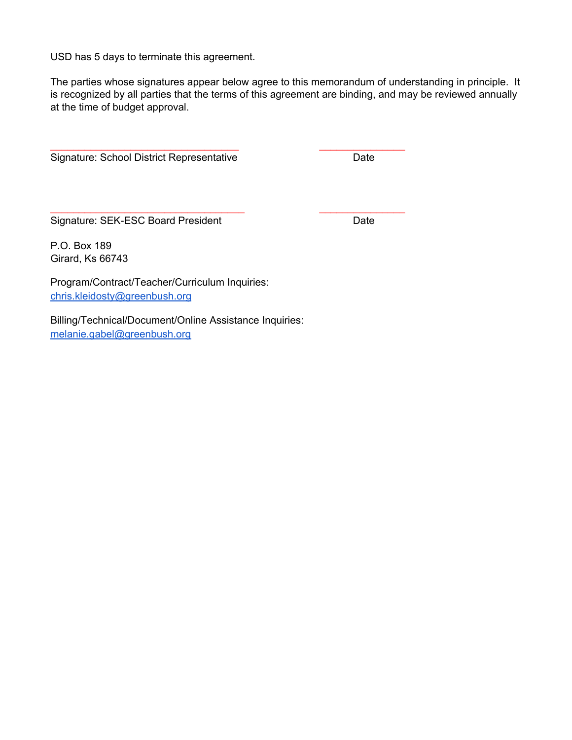USD has 5 days to terminate this agreement.

The parties whose signatures appear below agree to this memorandum of understanding in principle. It is recognized by all parties that the terms of this agreement are binding, and may be reviewed annually at the time of budget approval.

\_\_\_\_\_\_\_\_\_\_\_\_\_\_\_\_\_\_\_\_\_\_\_\_\_\_\_\_\_\_\_\_\_\_\_\_ \_\_\_\_\_\_\_\_\_\_\_\_\_\_\_\_
Signature: School District Representative Date

\_\_\_\_\_\_\_\_\_\_\_\_\_\_\_\_\_\_\_\_\_\_\_\_\_\_\_\_\_\_\_\_\_\_\_\_ \_\_\_\_\_\_\_\_\_\_\_\_\_\_\_\_
Signature: SEK-ESC Board President Date

P.O. Box 189
Girard, Ks 66743

Program/Contract/Teacher/Curriculum Inquiries:
chris.kleidosty@greenbush.org

Billing/Technical/Document/Online Assistance Inquiries:
melanie.gabel@greenbush.org